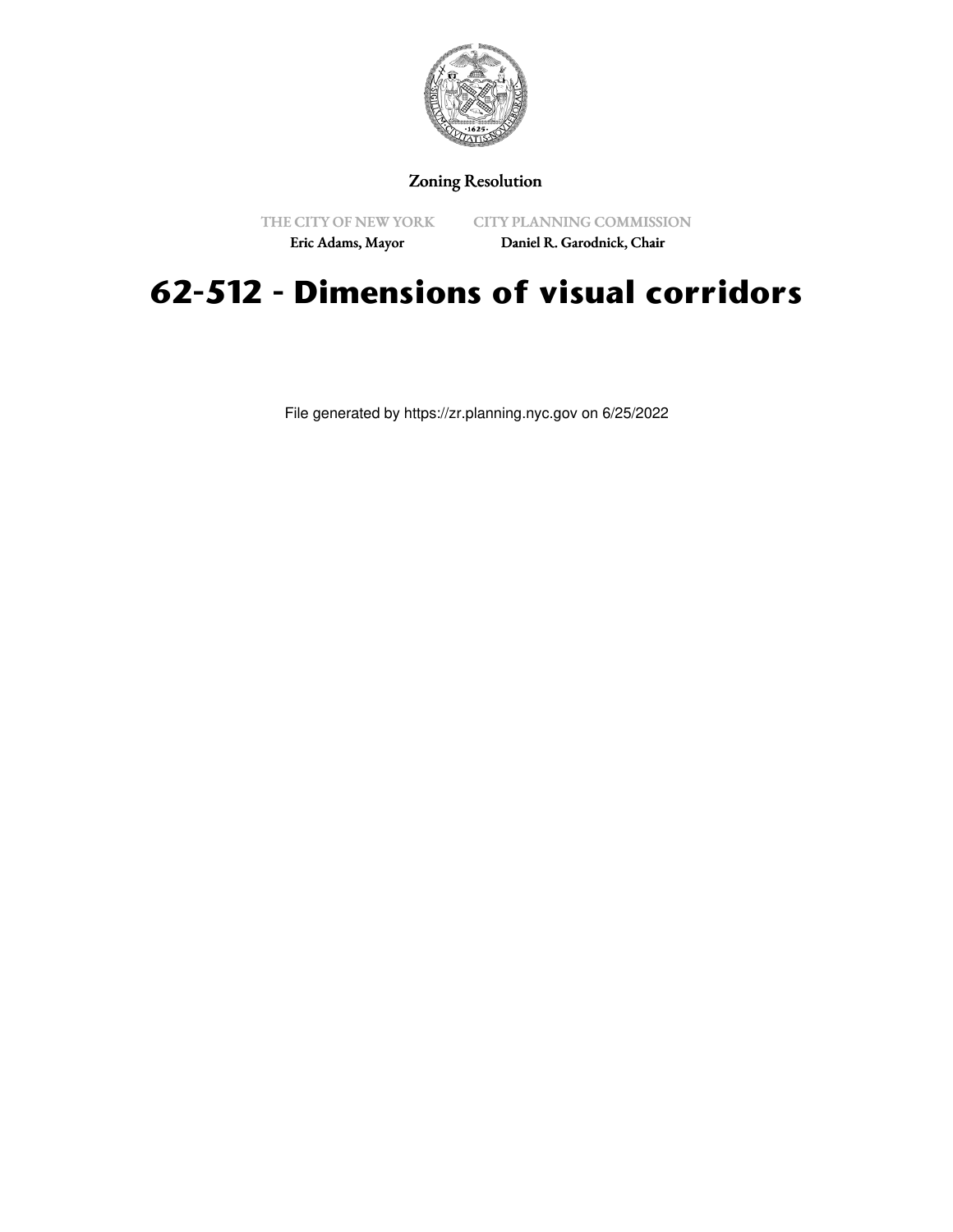Zoning Resolution

THE CITY OF NEW YORK
Eric Adams, Mayor

CITY PLANNING COMMISSION
Daniel R. Garodnick, Chair

# 62-512 - Dimensions of visual corridors

File generated by https://zr.planning.nyc.gov on 6/25/2022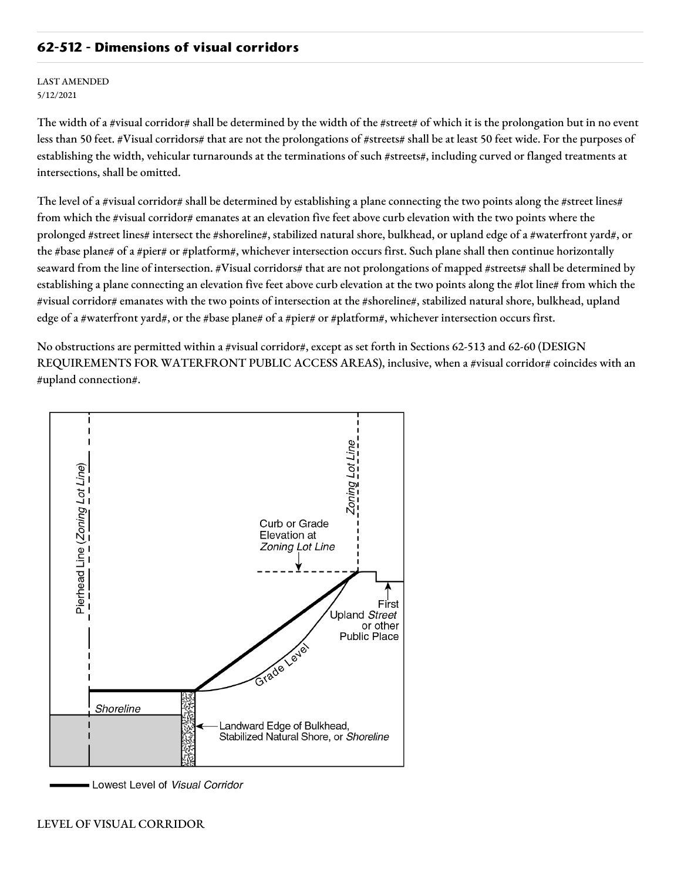## 62-512 - Dimensions of visual corridors

LAST AMENDED
5/12/2021

The width of a #visual corridor# shall be determined by the width of the #street# of which it is the prolongation but in no event less than 50 feet. #Visual corridors# that are not the prolongations of #streets# shall be at least 50 feet wide. For the purposes of establishing the width, vehicular turnarounds at the terminations of such #streets#, including curved or flanged treatments at intersections, shall be omitted.

The level of a #visual corridor# shall be determined by establishing a plane connecting the two points along the #street lines# from which the #visual corridor# emanates at an elevation five feet above curb elevation with the two points where the prolonged #street lines# intersect the #shoreline#, stabilized natural shore, bulkhead, or upland edge of a #waterfront yard#, or the #base plane# of a #pier# or #platform#, whichever intersection occurs first. Such plane shall then continue horizontally seaward from the line of intersection. #Visual corridors# that are not prolongations of mapped #streets# shall be determined by establishing a plane connecting an elevation five feet above curb elevation at the two points along the #lot line# from which the #visual corridor# emanates with the two points of intersection at the #shoreline#, stabilized natural shore, bulkhead, upland edge of a #waterfront yard#, or the #base plane# of a #pier# or #platform#, whichever intersection occurs first.

No obstructions are permitted within a #visual corridor#, except as set forth in Sections 62-513 and 62-60 (DESIGN REQUIREMENTS FOR WATERFRONT PUBLIC ACCESS AREAS), inclusive, when a #visual corridor# coincides with an #upland connection#.

LEVEL OF VISUAL CORRIDOR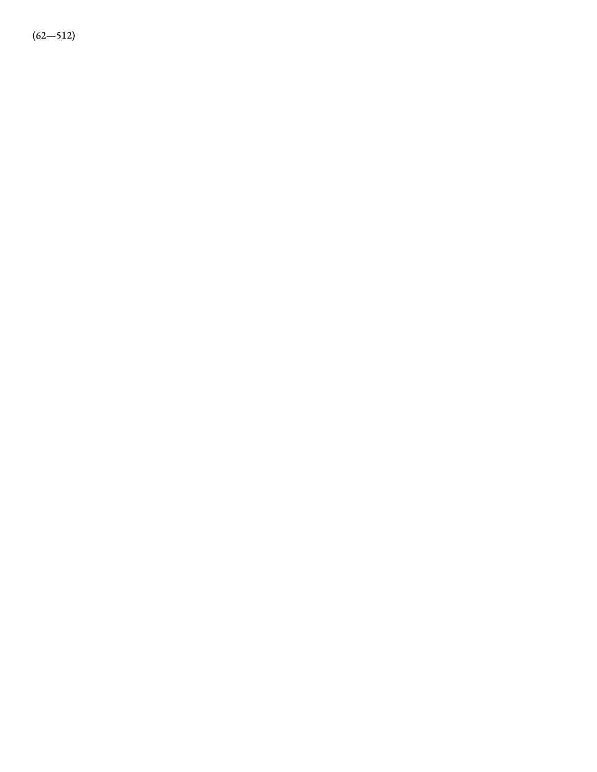(62—512)